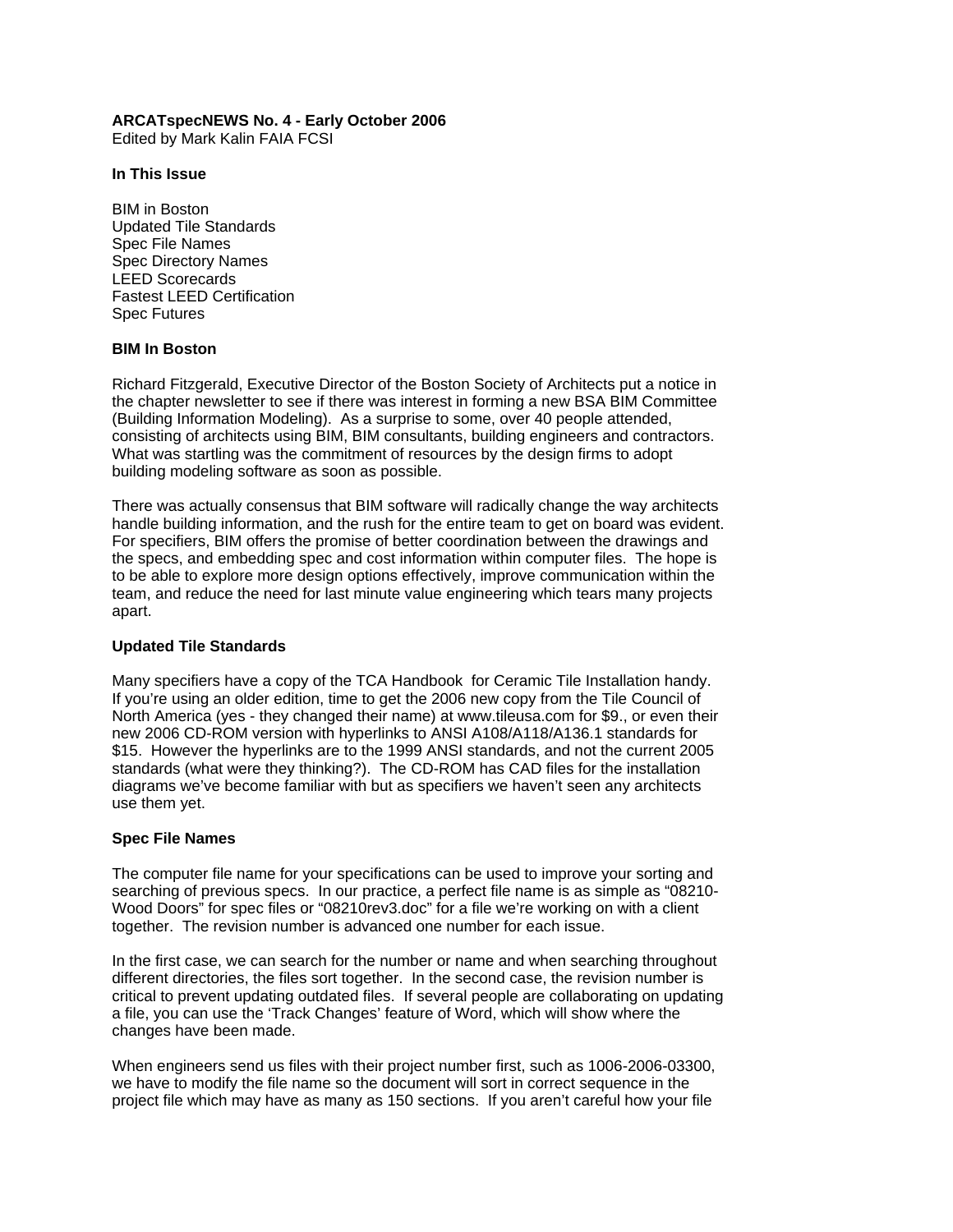**ARCATspecNEWS No. 4 - Early October 2006**
Edited by Mark Kalin FAIA FCSI

**In This Issue**

BIM in Boston
Updated Tile Standards
Spec File Names
Spec Directory Names
LEED Scorecards
Fastest LEED Certification
Spec Futures

**BIM In Boston**

Richard Fitzgerald, Executive Director of the Boston Society of Architects put a notice in the chapter newsletter to see if there was interest in forming a new BSA BIM Committee (Building Information Modeling). As a surprise to some, over 40 people attended, consisting of architects using BIM, BIM consultants, building engineers and contractors. What was startling was the commitment of resources by the design firms to adopt building modeling software as soon as possible.

There was actually consensus that BIM software will radically change the way architects handle building information, and the rush for the entire team to get on board was evident. For specifiers, BIM offers the promise of better coordination between the drawings and the specs, and embedding spec and cost information within computer files. The hope is to be able to explore more design options effectively, improve communication within the team, and reduce the need for last minute value engineering which tears many projects apart.

**Updated Tile Standards**

Many specifiers have a copy of the TCA Handbook for Ceramic Tile Installation handy. If you're using an older edition, time to get the 2006 new copy from the Tile Council of North America (yes - they changed their name) at www.tileusa.com for $9., or even their new 2006 CD-ROM version with hyperlinks to ANSI A108/A118/A136.1 standards for $15. However the hyperlinks are to the 1999 ANSI standards, and not the current 2005 standards (what were they thinking?). The CD-ROM has CAD files for the installation diagrams we've become familiar with but as specifiers we haven't seen any architects use them yet.

**Spec File Names**

The computer file name for your specifications can be used to improve your sorting and searching of previous specs. In our practice, a perfect file name is as simple as "08210-Wood Doors" for spec files or "08210rev3.doc" for a file we're working on with a client together. The revision number is advanced one number for each issue.

In the first case, we can search for the number or name and when searching throughout different directories, the files sort together. In the second case, the revision number is critical to prevent updating outdated files. If several people are collaborating on updating a file, you can use the 'Track Changes' feature of Word, which will show where the changes have been made.

When engineers send us files with their project number first, such as 1006-2006-03300, we have to modify the file name so the document will sort in correct sequence in the project file which may have as many as 150 sections. If you aren't careful how your file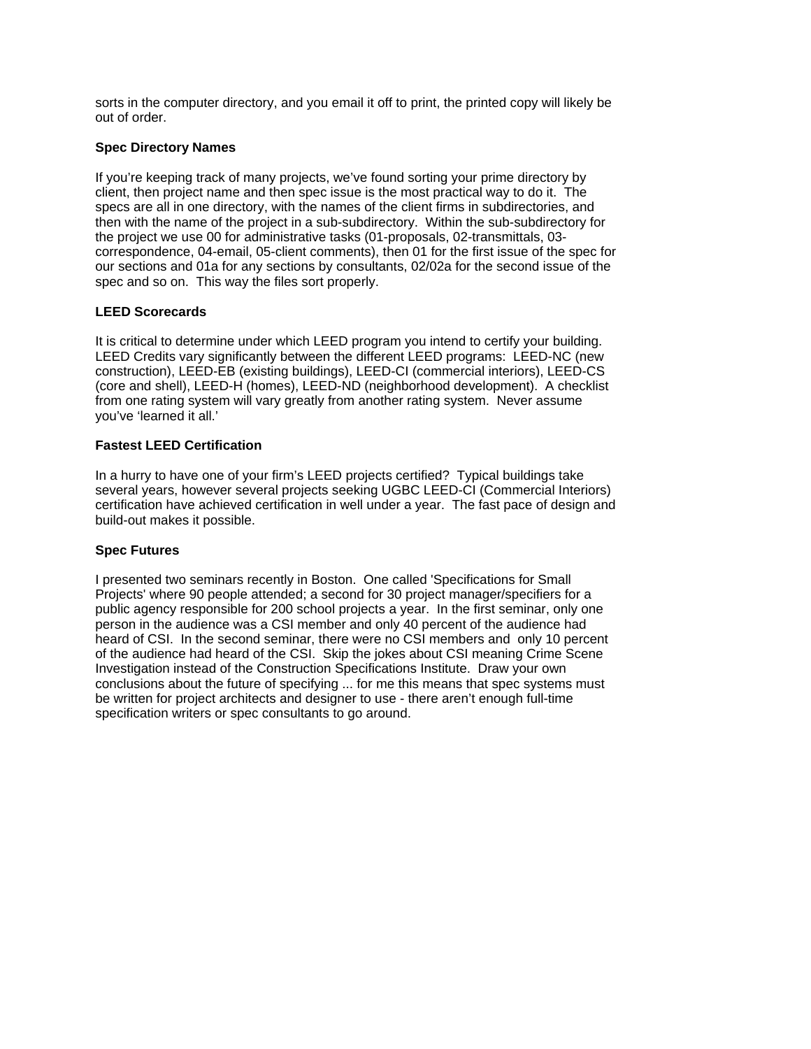sorts in the computer directory, and you email it off to print, the printed copy will likely be out of order.

**Spec Directory Names**

If you're keeping track of many projects, we've found sorting your prime directory by client, then project name and then spec issue is the most practical way to do it. The specs are all in one directory, with the names of the client firms in subdirectories, and then with the name of the project in a sub-subdirectory. Within the sub-subdirectory for the project we use 00 for administrative tasks (01-proposals, 02-transmittals, 03-correspondence, 04-email, 05-client comments), then 01 for the first issue of the spec for our sections and 01a for any sections by consultants, 02/02a for the second issue of the spec and so on. This way the files sort properly.

**LEED Scorecards**

It is critical to determine under which LEED program you intend to certify your building. LEED Credits vary significantly between the different LEED programs: LEED-NC (new construction), LEED-EB (existing buildings), LEED-CI (commercial interiors), LEED-CS (core and shell), LEED-H (homes), LEED-ND (neighborhood development). A checklist from one rating system will vary greatly from another rating system. Never assume you've 'learned it all.'

**Fastest LEED Certification**

In a hurry to have one of your firm's LEED projects certified? Typical buildings take several years, however several projects seeking UGBC LEED-CI (Commercial Interiors) certification have achieved certification in well under a year. The fast pace of design and build-out makes it possible.

**Spec Futures**

I presented two seminars recently in Boston. One called 'Specifications for Small Projects' where 90 people attended; a second for 30 project manager/specifiers for a public agency responsible for 200 school projects a year. In the first seminar, only one person in the audience was a CSI member and only 40 percent of the audience had heard of CSI. In the second seminar, there were no CSI members and only 10 percent of the audience had heard of the CSI. Skip the jokes about CSI meaning Crime Scene Investigation instead of the Construction Specifications Institute. Draw your own conclusions about the future of specifying ... for me this means that spec systems must be written for project architects and designer to use - there aren't enough full-time specification writers or spec consultants to go around.